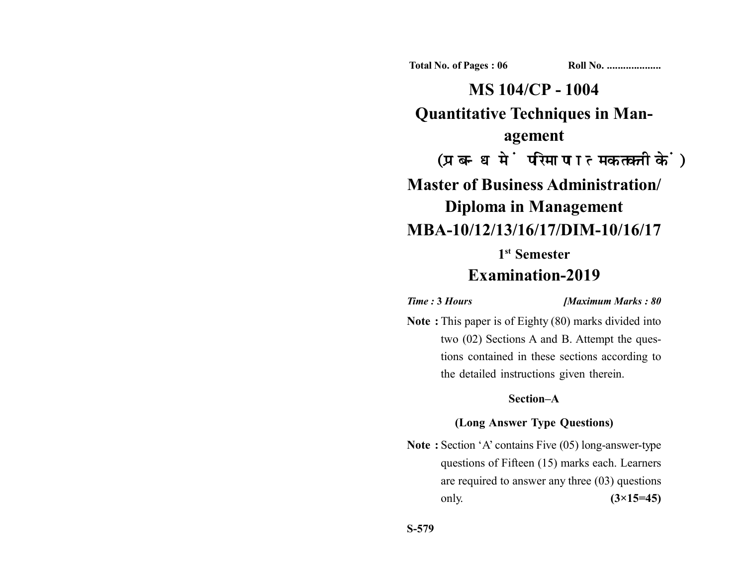Total No. of Pages : 06 Roll No. ....................

# MS 104/CP - 1004

# Quantitative Techniques in Management

## (प्रबन्ध में परिमाणात्मक तकनीकें)

# Master of Business Administration/ Diploma in Management

# MBA-10/12/13/16/17/DIM-10/16/17

## 1st Semester

## Examination-2019

*Time :* ***3*** *Hours* *[Maximum Marks : 80*

**Note :** This paper is of Eighty (80) marks divided into two (02) Sections A and B. Attempt the questions contained in these sections according to the detailed instructions given therein.

### Section–A

### (Long Answer Type Questions)

**Note :** Section 'A' contains Five (05) long-answer-type questions of Fifteen (15) marks each. Learners are required to answer any three (03) questions only. **(3×15=45)**

S-579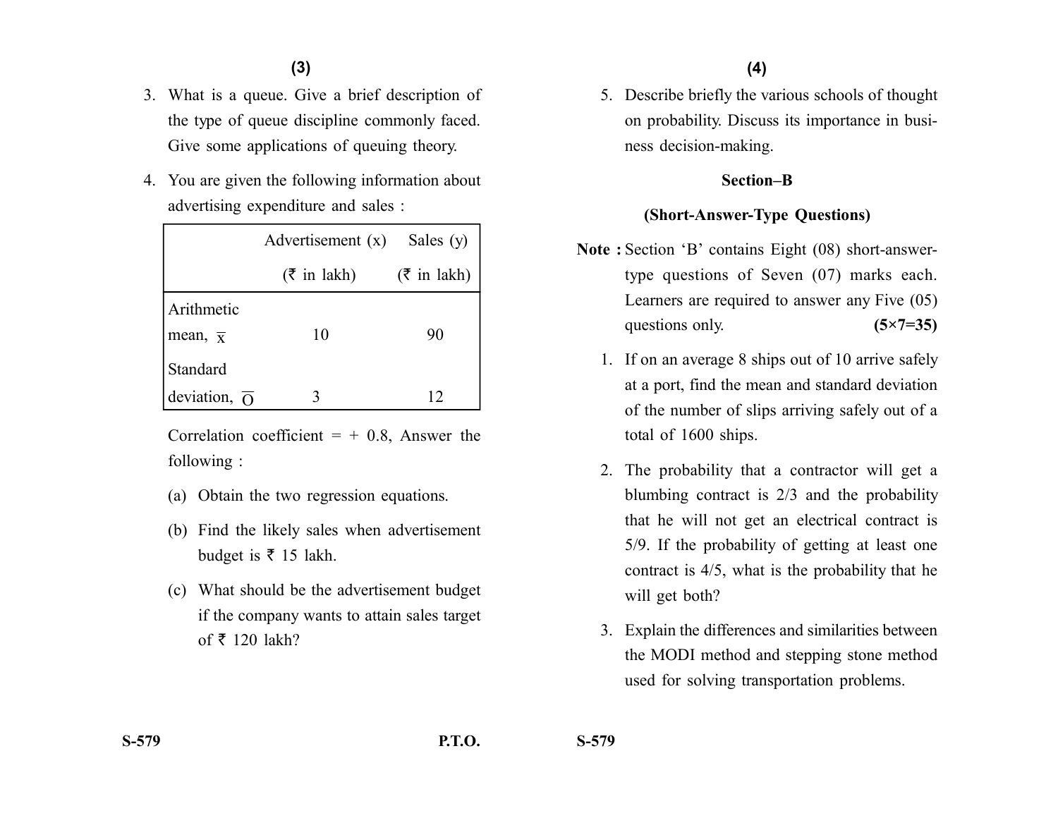3. What is a queue. Give a brief description of the type of queue discipline commonly faced. Give some applications of queuing theory.

4. You are given the following information about advertising expenditure and sales :

| | Advertisement (x) (₹ in lakh) | Sales (y) (₹ in lakh) |
|---|---|---|
| Arithmetic mean, $\overline{x}$ | 10 | 90 |
| Standard deviation, $\overline{O}$ | 3 | 12 |

Correlation coefficient = + 0.8, Answer the following :

(a) Obtain the two regression equations.

(b) Find the likely sales when advertisement budget is ₹ 15 lakh.

(c) What should be the advertisement budget if the company wants to attain sales target of ₹ 120 lakh?

5. Describe briefly the various schools of thought on probability. Discuss its importance in business decision-making.

## Section–B

### (Short-Answer-Type Questions)

**Note :** Section 'B' contains Eight (08) short-answer-type questions of Seven (07) marks each. Learners are required to answer any Five (05) questions only. **(5×7=35)**

1. If on an average 8 ships out of 10 arrive safely at a port, find the mean and standard deviation of the number of slips arriving safely out of a total of 1600 ships.

2. The probability that a contractor will get a blumbing contract is 2/3 and the probability that he will not get an electrical contract is 5/9. If the probability of getting at least one contract is 4/5, what is the probability that he will get both?

3. Explain the differences and similarities between the MODI method and stepping stone method used for solving transportation problems.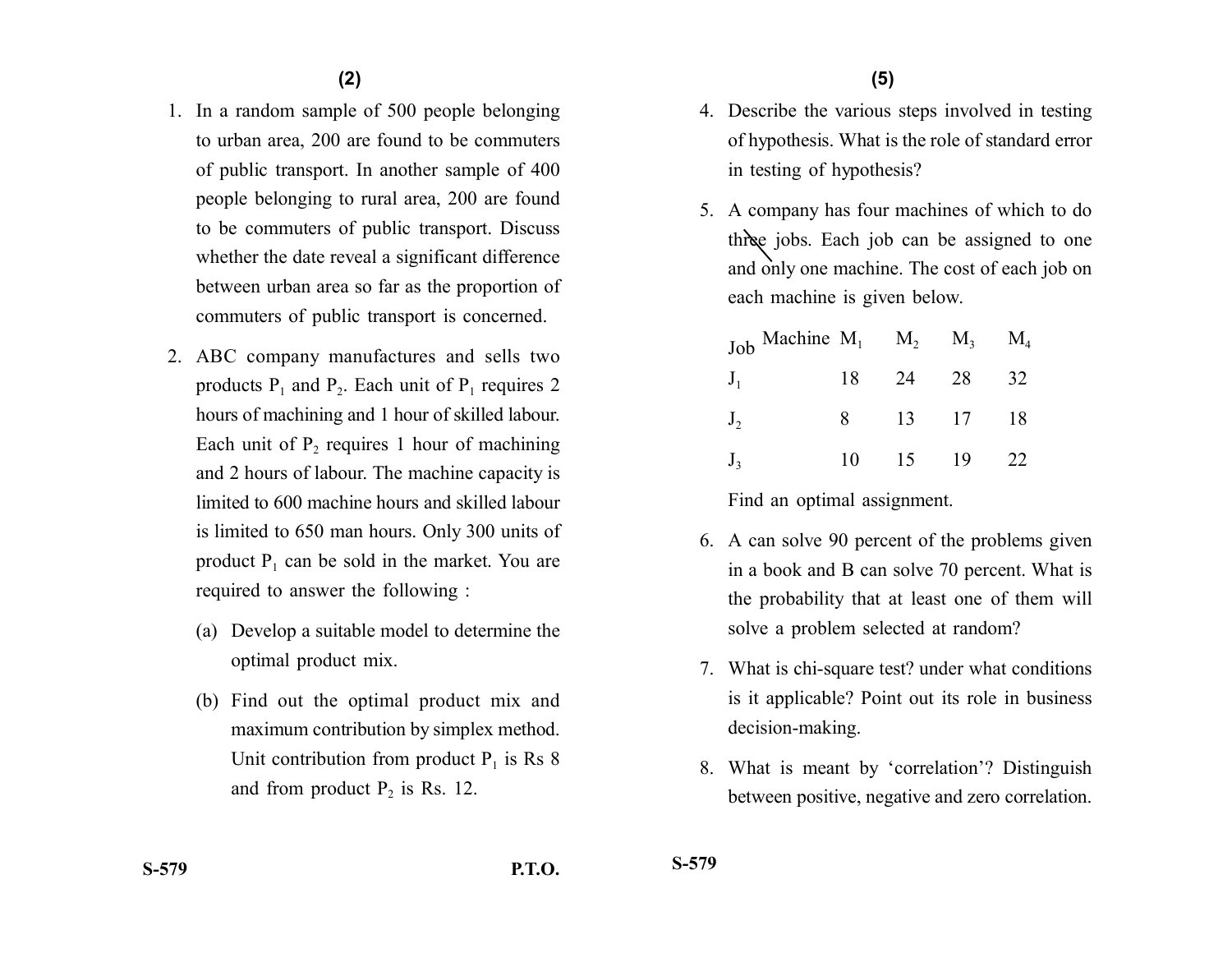1. In a random sample of 500 people belonging to urban area, 200 are found to be commuters of public transport. In another sample of 400 people belonging to rural area, 200 are found to be commuters of public transport. Discuss whether the date reveal a significant difference between urban area so far as the proportion of commuters of public transport is concerned.

2. ABC company manufactures and sells two products $P_1$ and $P_2$. Each unit of $P_1$ requires 2 hours of machining and 1 hour of skilled labour. Each unit of $P_2$ requires 1 hour of machining and 2 hours of labour. The machine capacity is limited to 600 machine hours and skilled labour is limited to 650 man hours. Only 300 units of product $P_1$ can be sold in the market. You are required to answer the following :

   (a) Develop a suitable model to determine the optimal product mix.

   (b) Find out the optimal product mix and maximum contribution by simplex method. Unit contribution from product $P_1$ is Rs 8 and from product $P_2$ is Rs. 12.

4. Describe the various steps involved in testing of hypothesis. What is the role of standard error in testing of hypothesis?

5. A company has four machines of which to do three jobs. Each job can be assigned to one and only one machine. The cost of each job on each machine is given below.

| Job \ Machine | $M_1$ | $M_2$ | $M_3$ | $M_4$ |
|---|---|---|---|---|
| $J_1$ | 18 | 24 | 28 | 32 |
| $J_2$ | 8 | 13 | 17 | 18 |
| $J_3$ | 10 | 15 | 19 | 22 |

   Find an optimal assignment.

6. A can solve 90 percent of the problems given in a book and B can solve 70 percent. What is the probability that at least one of them will solve a problem selected at random?

7. What is chi-square test? under what conditions is it applicable? Point out its role in business decision-making.

8. What is meant by 'correlation'? Distinguish between positive, negative and zero correlation.